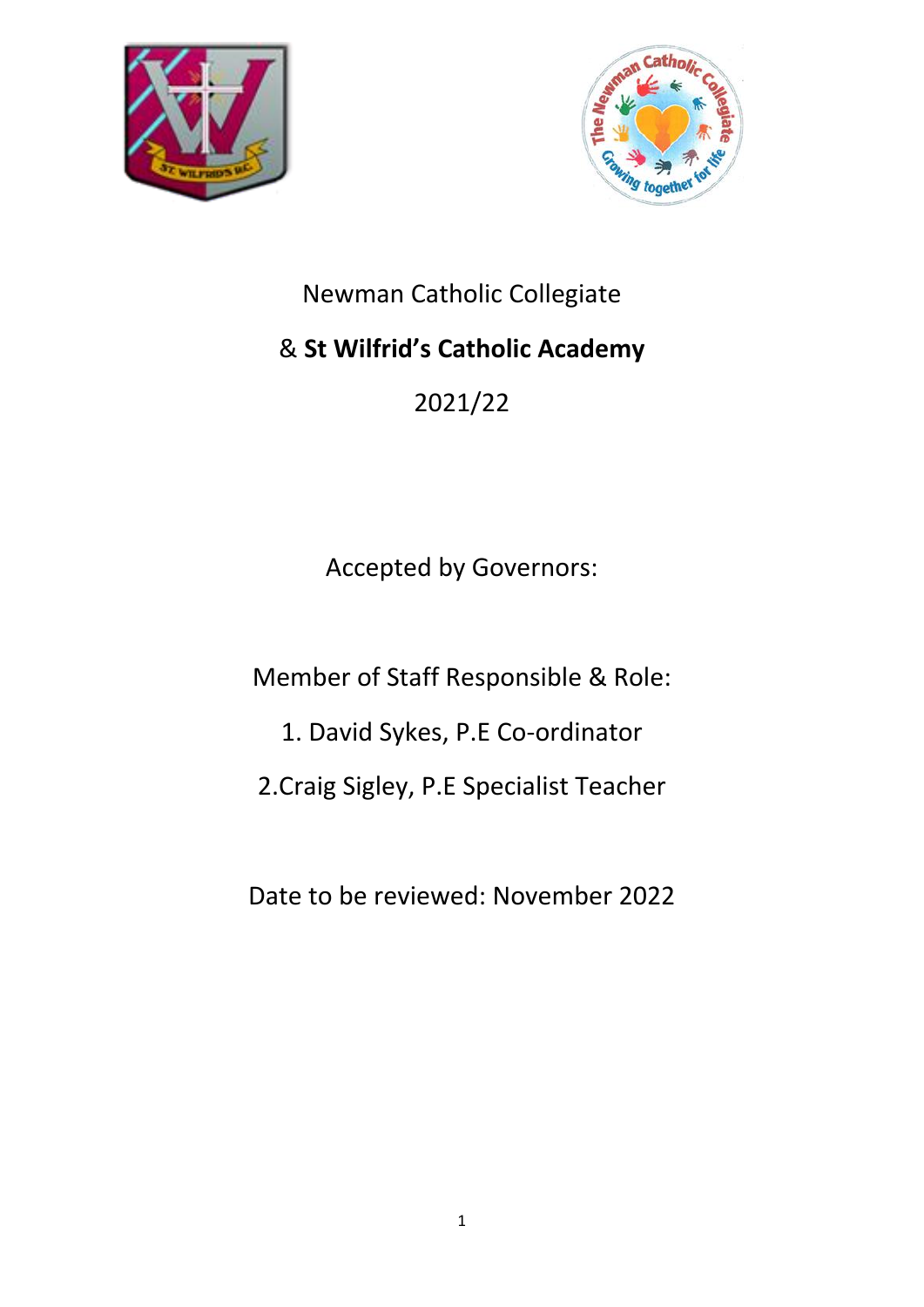Newman Catholic Collegiate

& **St Wilfrid's Catholic Academy**

2021/22

Accepted by Governors:

Member of Staff Responsible & Role:

1. David Sykes, P.E Co-ordinator

2.Craig Sigley, P.E Specialist Teacher

Date to be reviewed: November 2022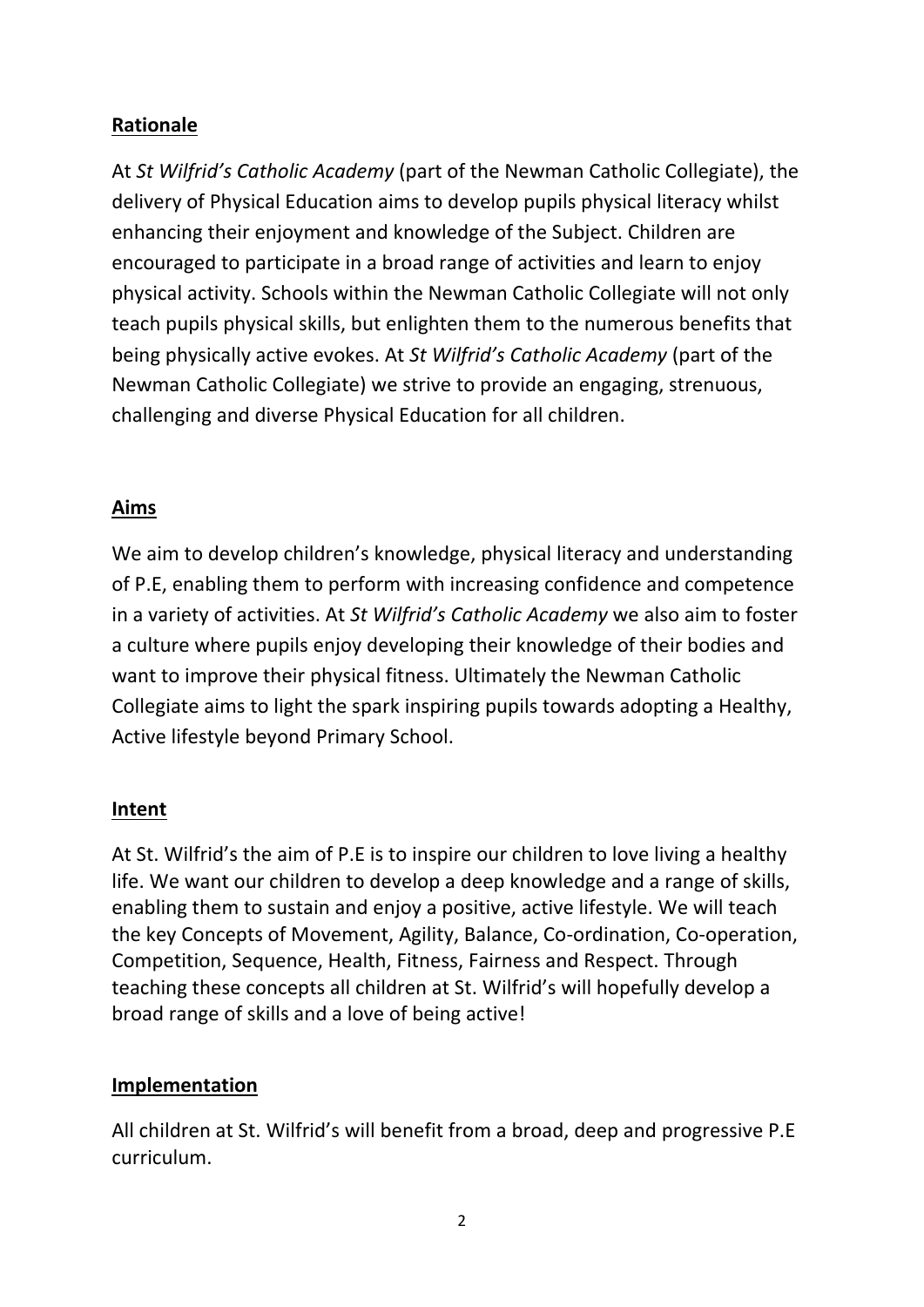## **Rationale**

At *St Wilfrid's Catholic Academy* (part of the Newman Catholic Collegiate), the delivery of Physical Education aims to develop pupils physical literacy whilst enhancing their enjoyment and knowledge of the Subject. Children are encouraged to participate in a broad range of activities and learn to enjoy physical activity. Schools within the Newman Catholic Collegiate will not only teach pupils physical skills, but enlighten them to the numerous benefits that being physically active evokes. At *St Wilfrid's Catholic Academy* (part of the Newman Catholic Collegiate) we strive to provide an engaging, strenuous, challenging and diverse Physical Education for all children.

## **Aims**

We aim to develop children's knowledge, physical literacy and understanding of P.E, enabling them to perform with increasing confidence and competence in a variety of activities. At *St Wilfrid's Catholic Academy* we also aim to foster a culture where pupils enjoy developing their knowledge of their bodies and want to improve their physical fitness. Ultimately the Newman Catholic Collegiate aims to light the spark inspiring pupils towards adopting a Healthy, Active lifestyle beyond Primary School.

## **Intent**

At St. Wilfrid's the aim of P.E is to inspire our children to love living a healthy life. We want our children to develop a deep knowledge and a range of skills, enabling them to sustain and enjoy a positive, active lifestyle. We will teach the key Concepts of Movement, Agility, Balance, Co-ordination, Co-operation, Competition, Sequence, Health, Fitness, Fairness and Respect. Through teaching these concepts all children at St. Wilfrid's will hopefully develop a broad range of skills and a love of being active!

## **Implementation**

All children at St. Wilfrid's will benefit from a broad, deep and progressive P.E curriculum.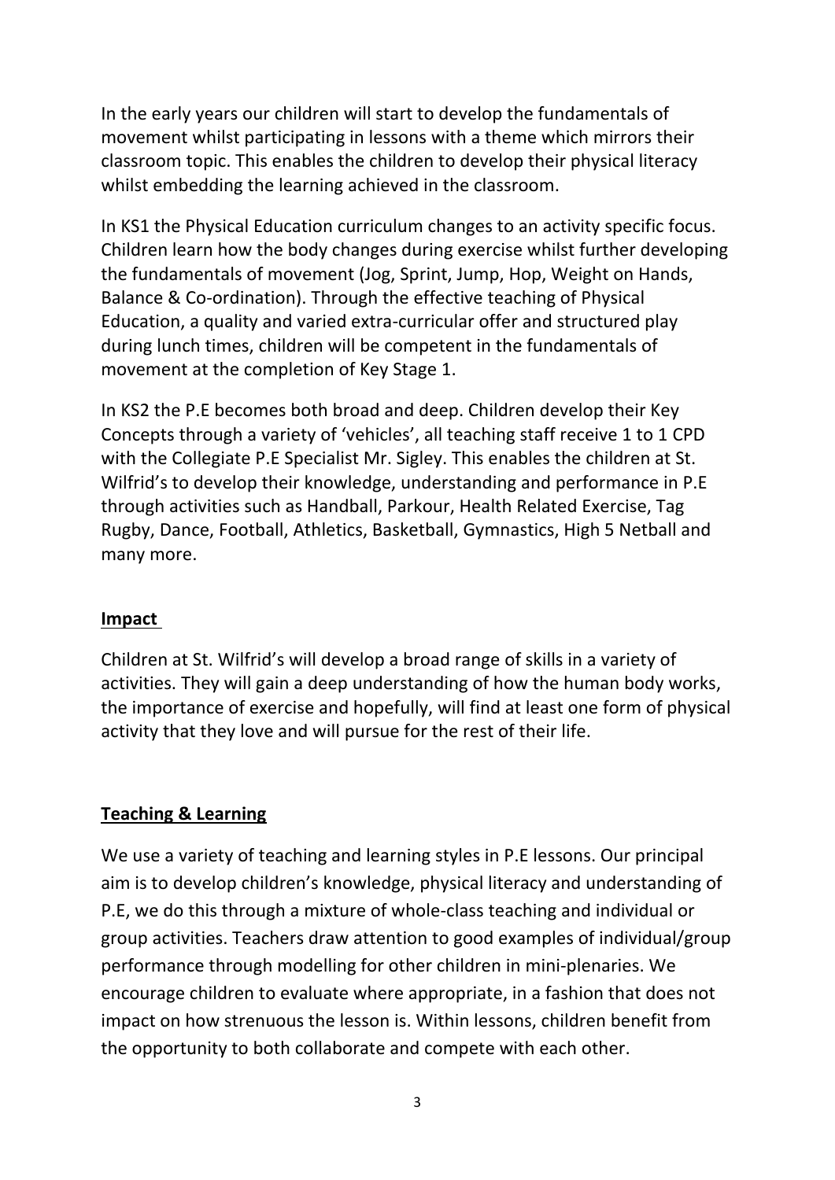In the early years our children will start to develop the fundamentals of movement whilst participating in lessons with a theme which mirrors their classroom topic. This enables the children to develop their physical literacy whilst embedding the learning achieved in the classroom.

In KS1 the Physical Education curriculum changes to an activity specific focus. Children learn how the body changes during exercise whilst further developing the fundamentals of movement (Jog, Sprint, Jump, Hop, Weight on Hands, Balance & Co-ordination). Through the effective teaching of Physical Education, a quality and varied extra-curricular offer and structured play during lunch times, children will be competent in the fundamentals of movement at the completion of Key Stage 1.

In KS2 the P.E becomes both broad and deep. Children develop their Key Concepts through a variety of 'vehicles', all teaching staff receive 1 to 1 CPD with the Collegiate P.E Specialist Mr. Sigley. This enables the children at St. Wilfrid's to develop their knowledge, understanding and performance in P.E through activities such as Handball, Parkour, Health Related Exercise, Tag Rugby, Dance, Football, Athletics, Basketball, Gymnastics, High 5 Netball and many more.

## Impact

Children at St. Wilfrid's will develop a broad range of skills in a variety of activities. They will gain a deep understanding of how the human body works, the importance of exercise and hopefully, will find at least one form of physical activity that they love and will pursue for the rest of their life.

## Teaching & Learning

We use a variety of teaching and learning styles in P.E lessons. Our principal aim is to develop children's knowledge, physical literacy and understanding of P.E, we do this through a mixture of whole-class teaching and individual or group activities. Teachers draw attention to good examples of individual/group performance through modelling for other children in mini-plenaries. We encourage children to evaluate where appropriate, in a fashion that does not impact on how strenuous the lesson is. Within lessons, children benefit from the opportunity to both collaborate and compete with each other.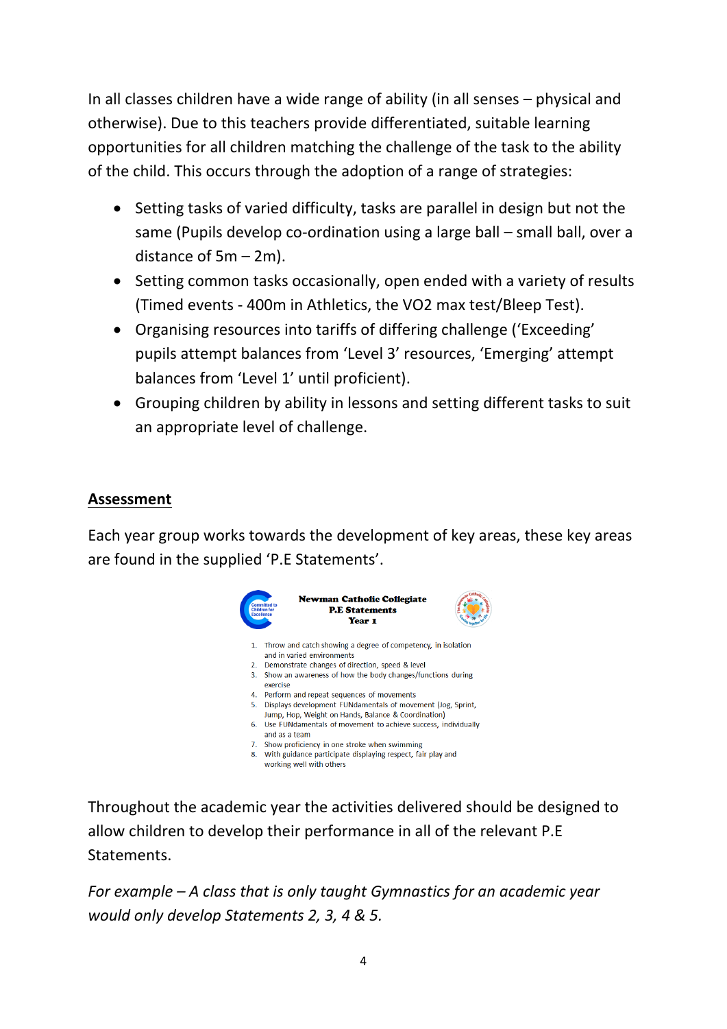In all classes children have a wide range of ability (in all senses – physical and otherwise). Due to this teachers provide differentiated, suitable learning opportunities for all children matching the challenge of the task to the ability of the child. This occurs through the adoption of a range of strategies:

- Setting tasks of varied difficulty, tasks are parallel in design but not the same (Pupils develop co-ordination using a large ball – small ball, over a distance of 5m – 2m).
- Setting common tasks occasionally, open ended with a variety of results (Timed events - 400m in Athletics, the VO2 max test/Bleep Test).
- Organising resources into tariffs of differing challenge ('Exceeding' pupils attempt balances from 'Level 3' resources, 'Emerging' attempt balances from 'Level 1' until proficient).
- Grouping children by ability in lessons and setting different tasks to suit an appropriate level of challenge.

## Assessment

Each year group works towards the development of key areas, these key areas are found in the supplied 'P.E Statements'.

**Newman Catholic Collegiate**
**P.E Statements**
**Year 1**

1. Throw and catch showing a degree of competency, in isolation and in varied environments
2. Demonstrate changes of direction, speed & level
3. Show an awareness of how the body changes/functions during exercise
4. Perform and repeat sequences of movements
5. Displays development FUNdamentals of movement (Jog, Sprint, Jump, Hop, Weight on Hands, Balance & Coordination)
6. Use FUNdamentals of movement to achieve success, individually and as a team
7. Show proficiency in one stroke when swimming
8. With guidance participate displaying respect, fair play and working well with others

Throughout the academic year the activities delivered should be designed to allow children to develop their performance in all of the relevant P.E Statements.

*For example – A class that is only taught Gymnastics for an academic year would only develop Statements 2, 3, 4 & 5.*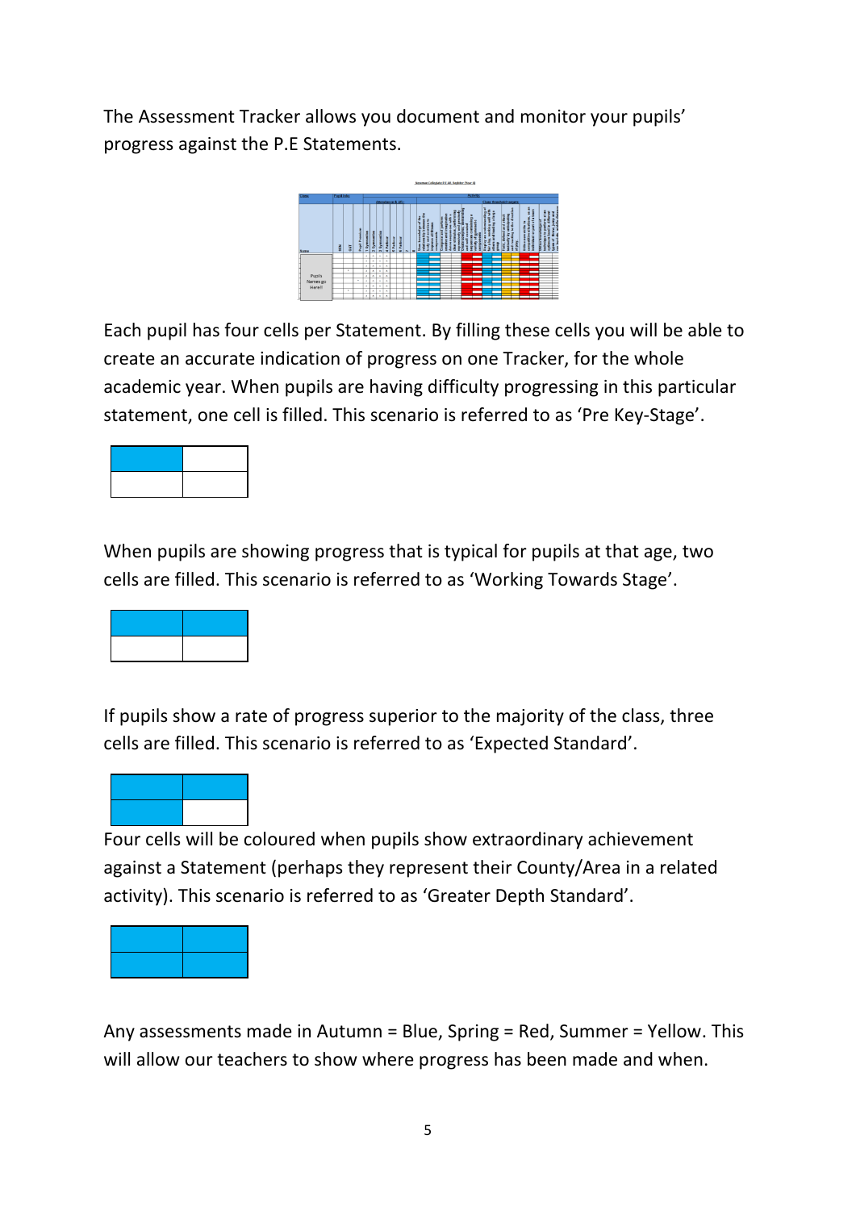The Assessment Tracker allows you document and monitor your pupils' progress against the P.E Statements.

Each pupil has four cells per Statement. By filling these cells you will be able to create an accurate indication of progress on one Tracker, for the whole academic year. When pupils are having difficulty progressing in this particular statement, one cell is filled. This scenario is referred to as 'Pre Key-Stage'.

When pupils are showing progress that is typical for pupils at that age, two cells are filled. This scenario is referred to as 'Working Towards Stage'.

If pupils show a rate of progress superior to the majority of the class, three cells are filled. This scenario is referred to as 'Expected Standard'.

Four cells will be coloured when pupils show extraordinary achievement against a Statement (perhaps they represent their County/Area in a related activity). This scenario is referred to as 'Greater Depth Standard'.

Any assessments made in Autumn = Blue, Spring = Red, Summer = Yellow. This will allow our teachers to show where progress has been made and when.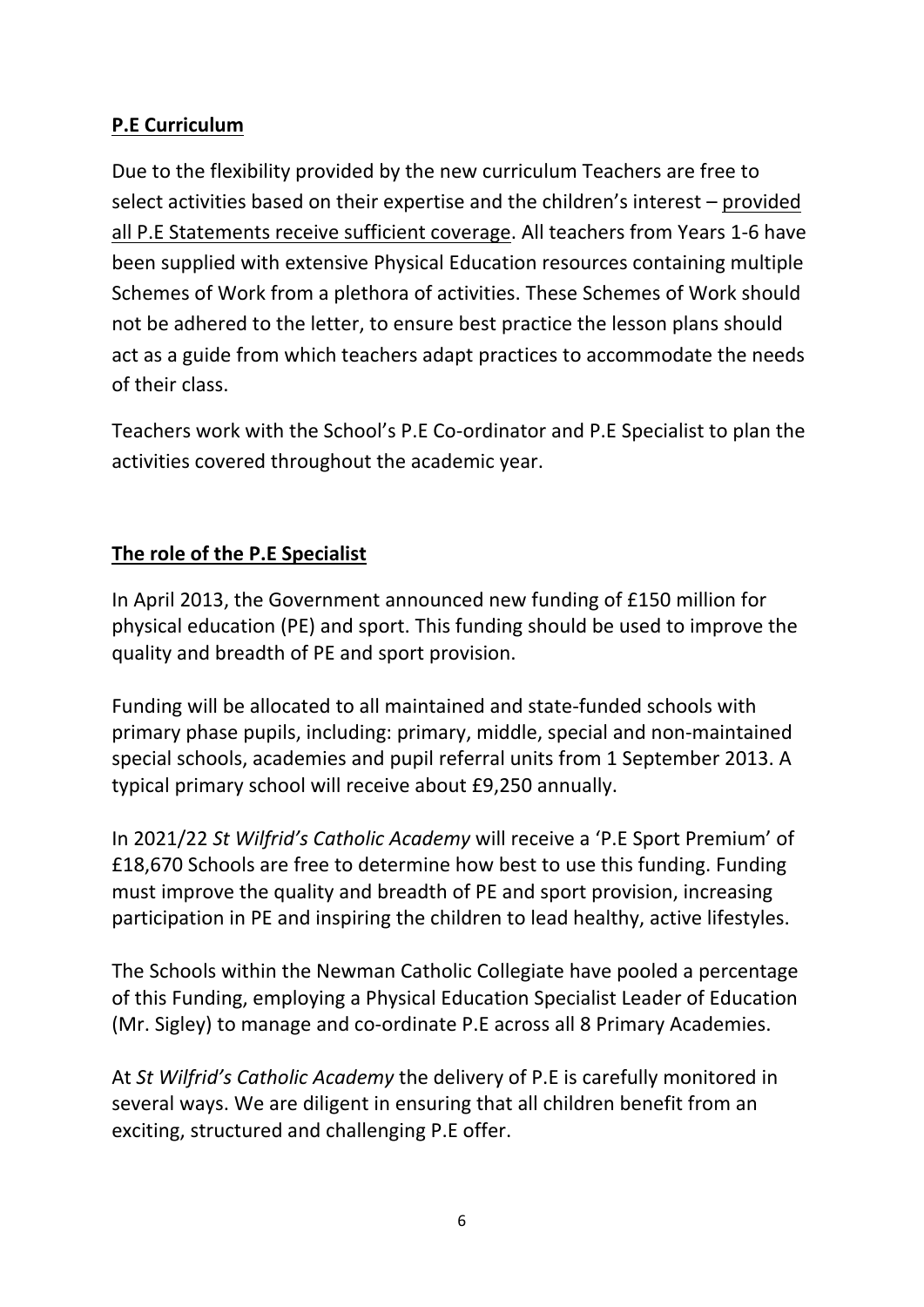## **P.E Curriculum**

Due to the flexibility provided by the new curriculum Teachers are free to select activities based on their expertise and the children's interest – <u>provided all P.E Statements receive sufficient coverage</u>. All teachers from Years 1-6 have been supplied with extensive Physical Education resources containing multiple Schemes of Work from a plethora of activities. These Schemes of Work should not be adhered to the letter, to ensure best practice the lesson plans should act as a guide from which teachers adapt practices to accommodate the needs of their class.

Teachers work with the School's P.E Co-ordinator and P.E Specialist to plan the activities covered throughout the academic year.

## **The role of the P.E Specialist**

In April 2013, the Government announced new funding of £150 million for physical education (PE) and sport. This funding should be used to improve the quality and breadth of PE and sport provision.

Funding will be allocated to all maintained and state-funded schools with primary phase pupils, including: primary, middle, special and non-maintained special schools, academies and pupil referral units from 1 September 2013. A typical primary school will receive about £9,250 annually.

In 2021/22 *St Wilfrid's Catholic Academy* will receive a 'P.E Sport Premium' of £18,670 Schools are free to determine how best to use this funding. Funding must improve the quality and breadth of PE and sport provision, increasing participation in PE and inspiring the children to lead healthy, active lifestyles.

The Schools within the Newman Catholic Collegiate have pooled a percentage of this Funding, employing a Physical Education Specialist Leader of Education (Mr. Sigley) to manage and co-ordinate P.E across all 8 Primary Academies.

At *St Wilfrid's Catholic Academy* the delivery of P.E is carefully monitored in several ways. We are diligent in ensuring that all children benefit from an exciting, structured and challenging P.E offer.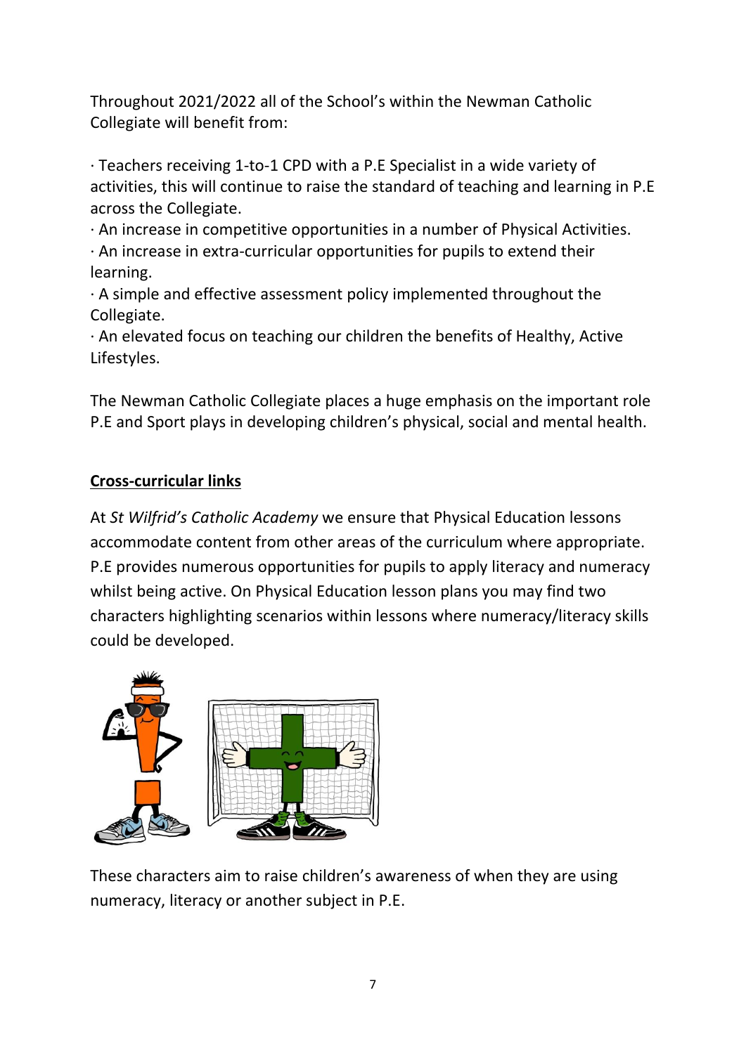Throughout 2021/2022 all of the School's within the Newman Catholic Collegiate will benefit from:

- Teachers receiving 1-to-1 CPD with a P.E Specialist in a wide variety of activities, this will continue to raise the standard of teaching and learning in P.E across the Collegiate.
- An increase in competitive opportunities in a number of Physical Activities.
- An increase in extra-curricular opportunities for pupils to extend their learning.
- A simple and effective assessment policy implemented throughout the Collegiate.
- An elevated focus on teaching our children the benefits of Healthy, Active Lifestyles.

The Newman Catholic Collegiate places a huge emphasis on the important role P.E and Sport plays in developing children's physical, social and mental health.

**Cross-curricular links**

At *St Wilfrid's Catholic Academy* we ensure that Physical Education lessons accommodate content from other areas of the curriculum where appropriate. P.E provides numerous opportunities for pupils to apply literacy and numeracy whilst being active. On Physical Education lesson plans you may find two characters highlighting scenarios within lessons where numeracy/literacy skills could be developed.

These characters aim to raise children's awareness of when they are using numeracy, literacy or another subject in P.E.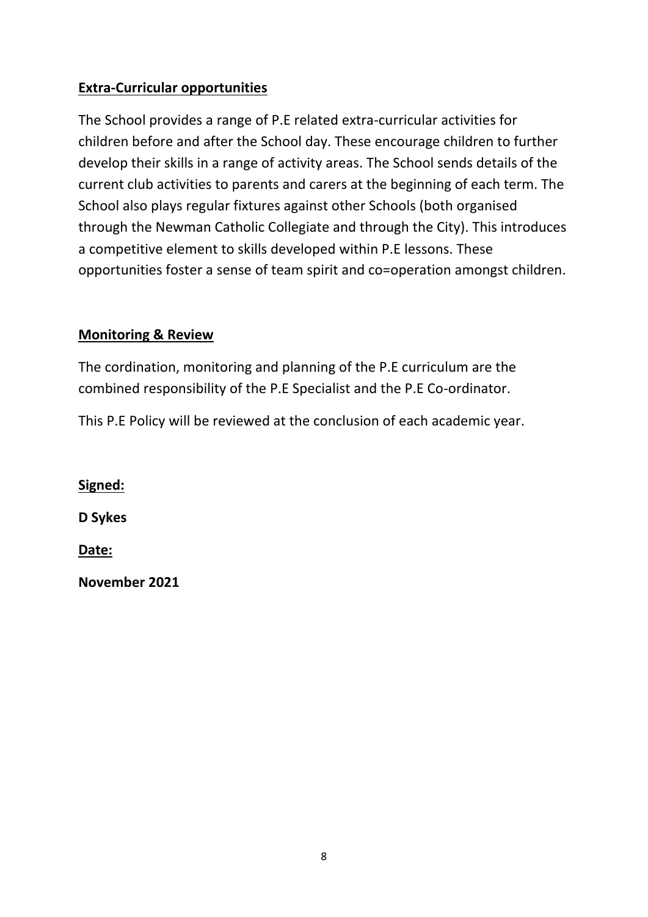**Extra-Curricular opportunities**

The School provides a range of P.E related extra-curricular activities for children before and after the School day. These encourage children to further develop their skills in a range of activity areas. The School sends details of the current club activities to parents and carers at the beginning of each term. The School also plays regular fixtures against other Schools (both organised through the Newman Catholic Collegiate and through the City). This introduces a competitive element to skills developed within P.E lessons. These opportunities foster a sense of team spirit and co=operation amongst children.

**Monitoring & Review**

The cordination, monitoring and planning of the P.E curriculum are the combined responsibility of the P.E Specialist and the P.E Co-ordinator.

This P.E Policy will be reviewed at the conclusion of each academic year.

**Signed:**

**D Sykes**

**Date:**

**November 2021**